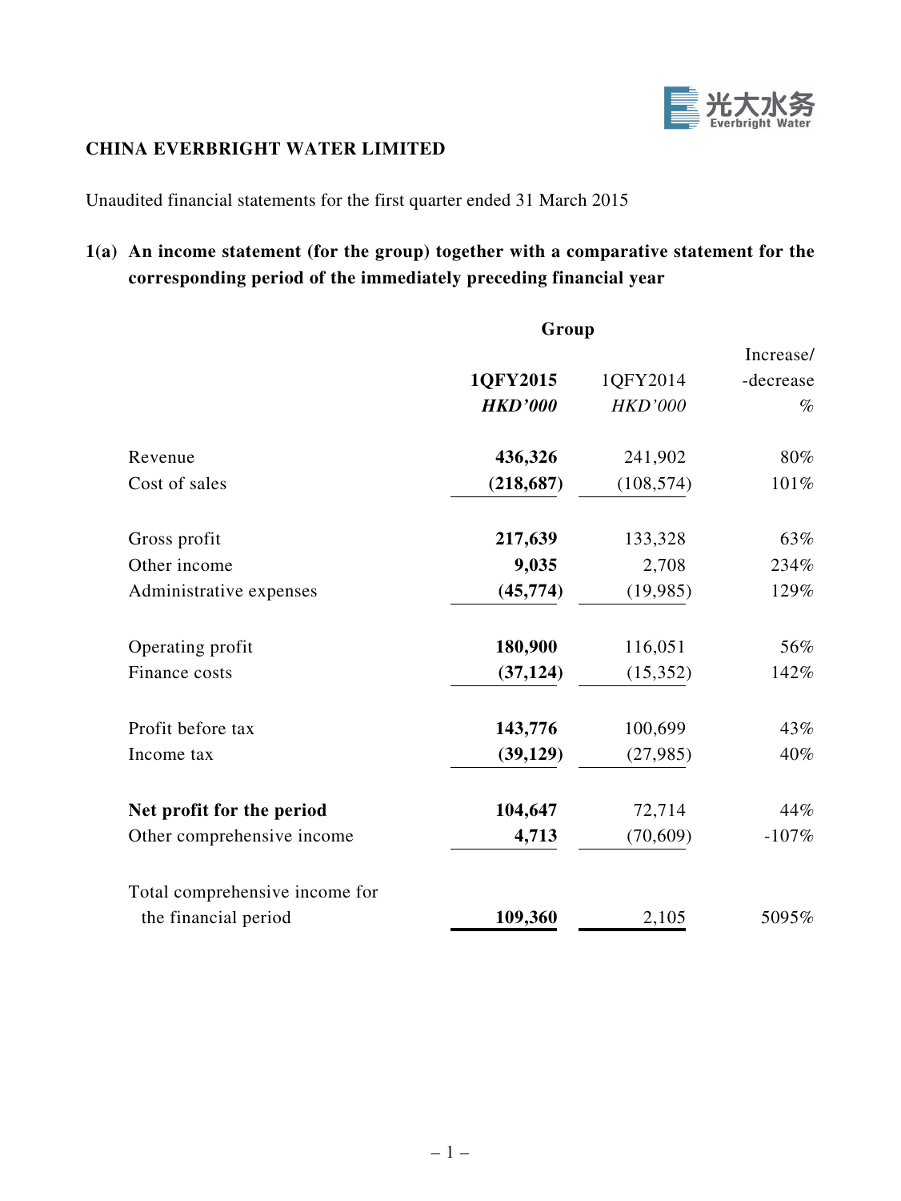**CHINA EVERBRIGHT WATER LIMITED**

Unaudited financial statements for the first quarter ended 31 March 2015

## 1(a) An income statement (for the group) together with a comparative statement for the corresponding period of the immediately preceding financial year

| | Group | | |
|---|---|---|---|
| | **1QFY2015** | 1QFY2014 | Increase/ -decrease |
| | ***HKD'000*** | *HKD'000* | % |
| Revenue | **436,326** | 241,902 | 80% |
| Cost of sales | **(218,687)** | (108,574) | 101% |
| Gross profit | **217,639** | 133,328 | 63% |
| Other income | **9,035** | 2,708 | 234% |
| Administrative expenses | **(45,774)** | (19,985) | 129% |
| Operating profit | **180,900** | 116,051 | 56% |
| Finance costs | **(37,124)** | (15,352) | 142% |
| Profit before tax | **143,776** | 100,699 | 43% |
| Income tax | **(39,129)** | (27,985) | 40% |
| **Net profit for the period** | **104,647** | 72,714 | 44% |
| Other comprehensive income | **4,713** | (70,609) | -107% |
| Total comprehensive income for the financial period | **109,360** | 2,105 | 5095% |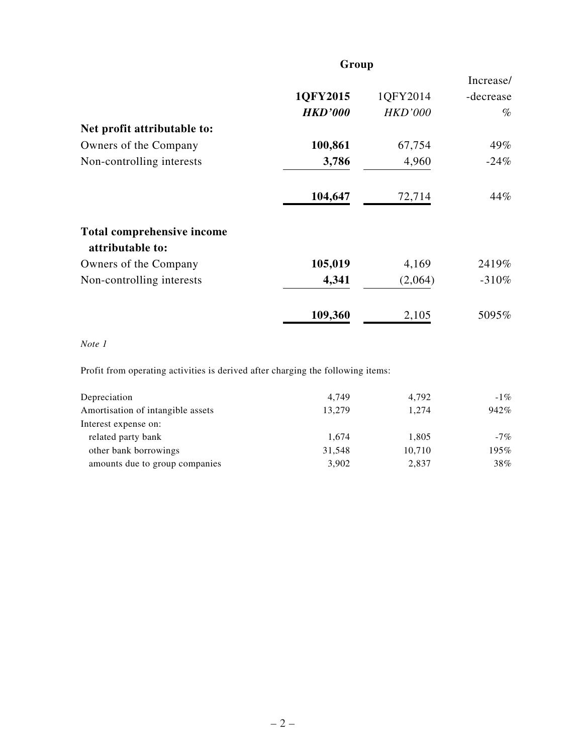| | Group | | |
|---|---|---|---|
| | | | Increase/ |
| | **1QFY2015** | 1QFY2014 | -decrease |
| | ***HKD'000*** | *HKD'000* | % |
| **Net profit attributable to:** | | | |
| Owners of the Company | **100,861** | 67,754 | 49% |
| Non-controlling interests | **3,786** | 4,960 | -24% |
| | **104,647** | 72,714 | 44% |
| **Total comprehensive income attributable to:** | | | |
| Owners of the Company | **105,019** | 4,169 | 2419% |
| Non-controlling interests | **4,341** | (2,064) | -310% |
| | **109,360** | 2,105 | 5095% |

*Note 1*

Profit from operating activities is derived after charging the following items:

| | | | |
|---|---|---|---|
| Depreciation | 4,749 | 4,792 | -1% |
| Amortisation of intangible assets | 13,279 | 1,274 | 942% |
| Interest expense on: | | | |
| related party bank | 1,674 | 1,805 | -7% |
| other bank borrowings | 31,548 | 10,710 | 195% |
| amounts due to group companies | 3,902 | 2,837 | 38% |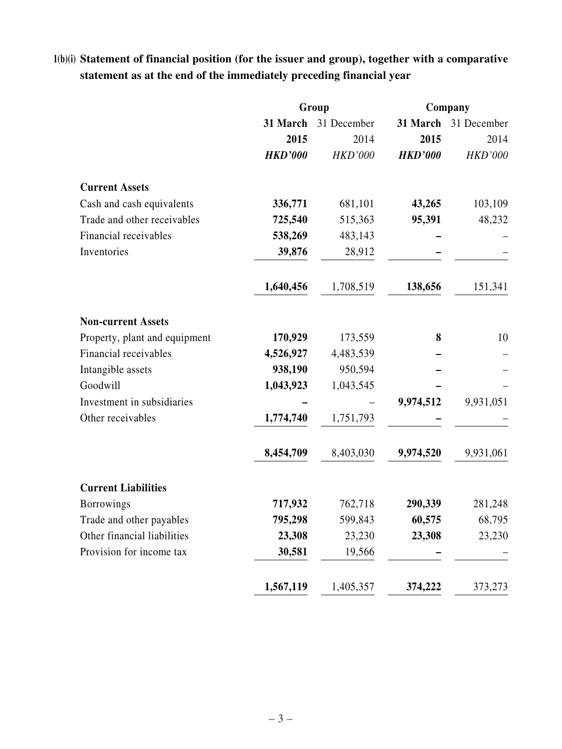**1(b)(i) Statement of financial position (for the issuer and group), together with a comparative statement as at the end of the immediately preceding financial year**

| | Group | | Company | |
|---|---|---|---|---|
| | **31 March 2015** | 31 December 2014 | **31 March 2015** | 31 December 2014 |
| | ***HKD'000*** | *HKD'000* | ***HKD'000*** | *HKD'000* |
| **Current Assets** | | | | |
| Cash and cash equivalents | **336,771** | 681,101 | **43,265** | 103,109 |
| Trade and other receivables | **725,540** | 515,363 | **95,391** | 48,232 |
| Financial receivables | **538,269** | 483,143 | **–** | – |
| Inventories | **39,876** | 28,912 | **–** | – |
| | **1,640,456** | 1,708,519 | **138,656** | 151,341 |
| **Non-current Assets** | | | | |
| Property, plant and equipment | **170,929** | 173,559 | **8** | 10 |
| Financial receivables | **4,526,927** | 4,483,539 | **–** | – |
| Intangible assets | **938,190** | 950,594 | **–** | – |
| Goodwill | **1,043,923** | 1,043,545 | **–** | – |
| Investment in subsidiaries | **–** | – | **9,974,512** | 9,931,051 |
| Other receivables | **1,774,740** | 1,751,793 | **–** | – |
| | **8,454,709** | 8,403,030 | **9,974,520** | 9,931,061 |
| **Current Liabilities** | | | | |
| Borrowings | **717,932** | 762,718 | **290,339** | 281,248 |
| Trade and other payables | **795,298** | 599,843 | **60,575** | 68,795 |
| Other financial liabilities | **23,308** | 23,230 | **23,308** | 23,230 |
| Provision for income tax | **30,581** | 19,566 | **–** | – |
| | **1,567,119** | 1,405,357 | **374,222** | 373,273 |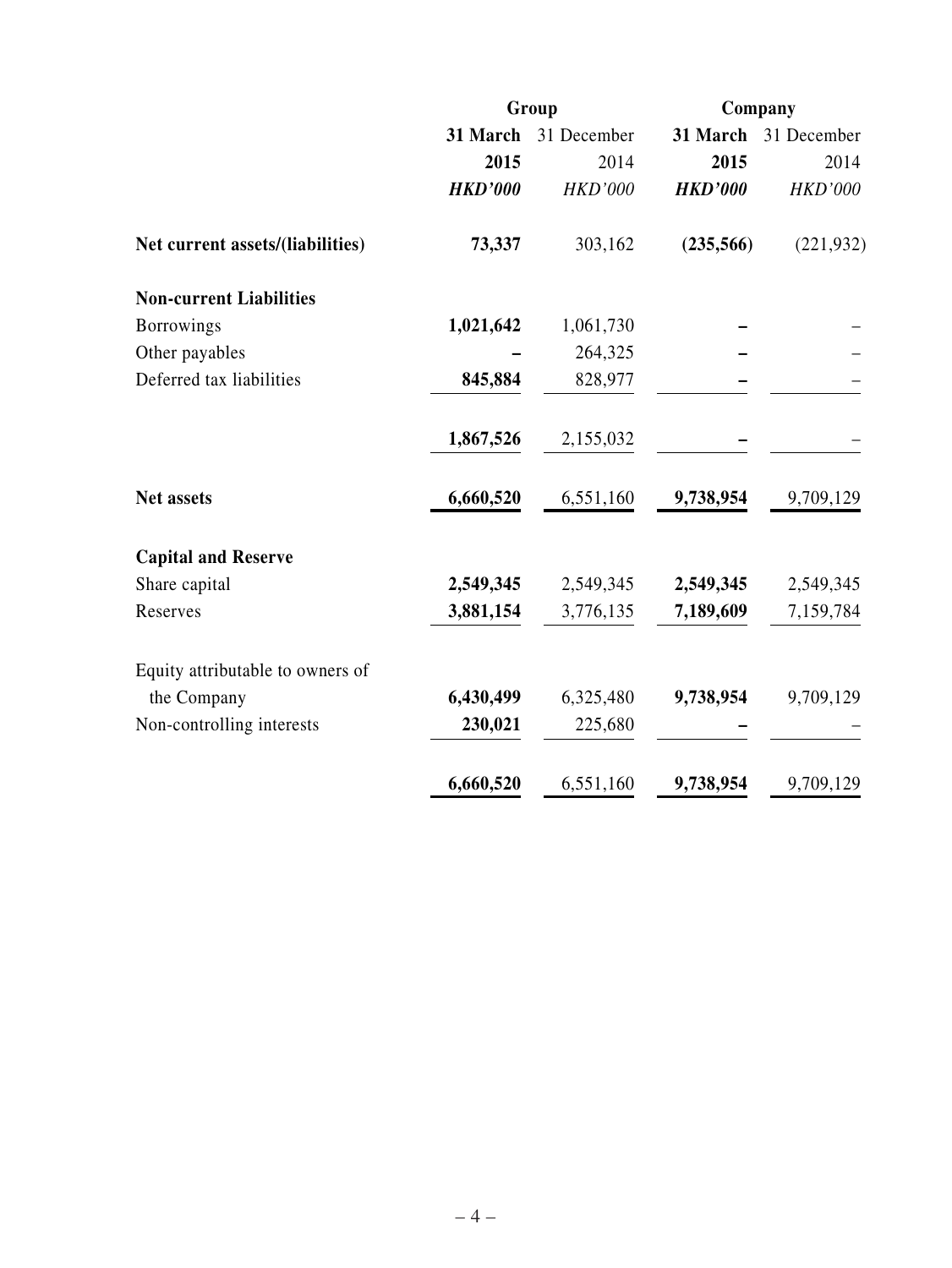| | Group | | Company | |
|---|---|---|---|---|
| | **31 March 2015** | 31 December 2014 | **31 March 2015** | 31 December 2014 |
| | ***HKD'000*** | *HKD'000* | ***HKD'000*** | *HKD'000* |
| **Net current assets/(liabilities)** | **73,337** | 303,162 | **(235,566)** | (221,932) |
| **Non-current Liabilities** | | | | |
| Borrowings | **1,021,642** | 1,061,730 | **–** | – |
| Other payables | **–** | 264,325 | **–** | – |
| Deferred tax liabilities | **845,884** | 828,977 | **–** | – |
| | **1,867,526** | 2,155,032 | **–** | – |
| **Net assets** | **6,660,520** | 6,551,160 | **9,738,954** | 9,709,129 |
| **Capital and Reserve** | | | | |
| Share capital | **2,549,345** | 2,549,345 | **2,549,345** | 2,549,345 |
| Reserves | **3,881,154** | 3,776,135 | **7,189,609** | 7,159,784 |
| Equity attributable to owners of the Company | **6,430,499** | 6,325,480 | **9,738,954** | 9,709,129 |
| Non-controlling interests | **230,021** | 225,680 | **–** | – |
| | **6,660,520** | 6,551,160 | **9,738,954** | 9,709,129 |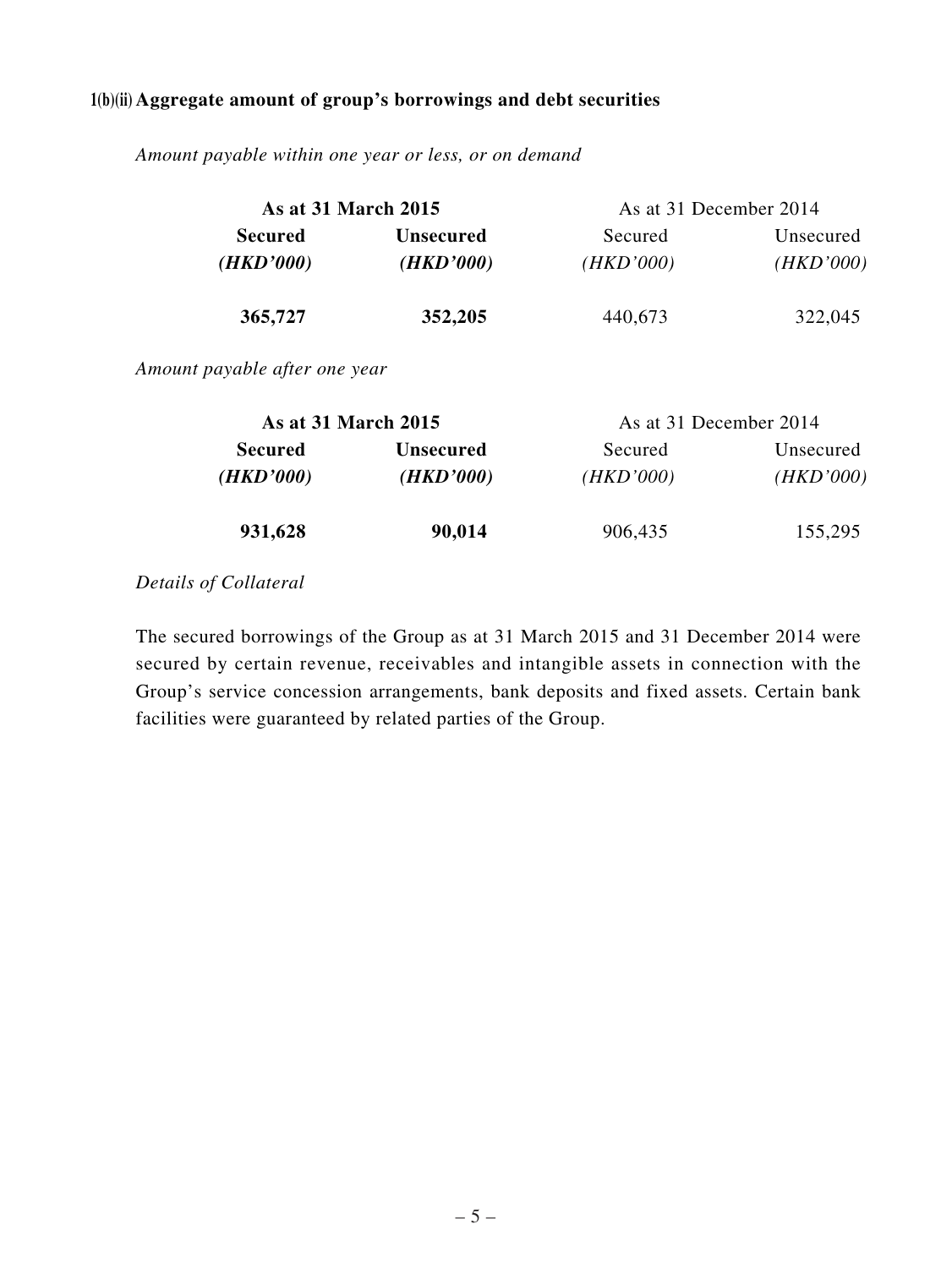### 1(b)(ii) Aggregate amount of group's borrowings and debt securities

*Amount payable within one year or less, or on demand*

| **As at 31 March 2015** | | As at 31 December 2014 | |
|---|---|---|---|
| **Secured** | **Unsecured** | Secured | Unsecured |
| ***(HKD'000)*** | ***(HKD'000)*** | *(HKD'000)* | *(HKD'000)* |
| **365,727** | **352,205** | 440,673 | 322,045 |

*Amount payable after one year*

| **As at 31 March 2015** | | As at 31 December 2014 | |
|---|---|---|---|
| **Secured** | **Unsecured** | Secured | Unsecured |
| ***(HKD'000)*** | ***(HKD'000)*** | *(HKD'000)* | *(HKD'000)* |
| **931,628** | **90,014** | 906,435 | 155,295 |

*Details of Collateral*

The secured borrowings of the Group as at 31 March 2015 and 31 December 2014 were secured by certain revenue, receivables and intangible assets in connection with the Group's service concession arrangements, bank deposits and fixed assets. Certain bank facilities were guaranteed by related parties of the Group.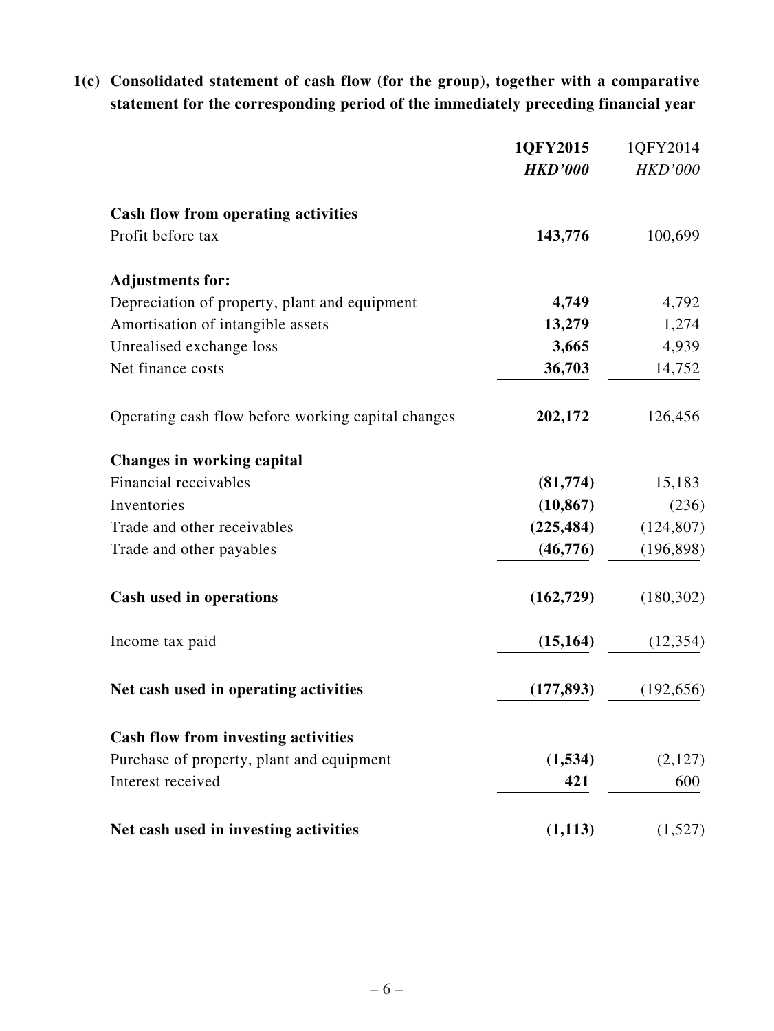**1(c) Consolidated statement of cash flow (for the group), together with a comparative statement for the corresponding period of the immediately preceding financial year**

| | **1QFY2015** | 1QFY2014 |
|---|---|---|
| | ***HKD'000*** | *HKD'000* |
| **Cash flow from operating activities** | | |
| Profit before tax | **143,776** | 100,699 |
| **Adjustments for:** | | |
| Depreciation of property, plant and equipment | **4,749** | 4,792 |
| Amortisation of intangible assets | **13,279** | 1,274 |
| Unrealised exchange loss | **3,665** | 4,939 |
| Net finance costs | **36,703** | 14,752 |
| Operating cash flow before working capital changes | **202,172** | 126,456 |
| **Changes in working capital** | | |
| Financial receivables | **(81,774)** | 15,183 |
| Inventories | **(10,867)** | (236) |
| Trade and other receivables | **(225,484)** | (124,807) |
| Trade and other payables | **(46,776)** | (196,898) |
| **Cash used in operations** | **(162,729)** | (180,302) |
| Income tax paid | **(15,164)** | (12,354) |
| **Net cash used in operating activities** | **(177,893)** | (192,656) |
| **Cash flow from investing activities** | | |
| Purchase of property, plant and equipment | **(1,534)** | (2,127) |
| Interest received | **421** | 600 |
| **Net cash used in investing activities** | **(1,113)** | (1,527) |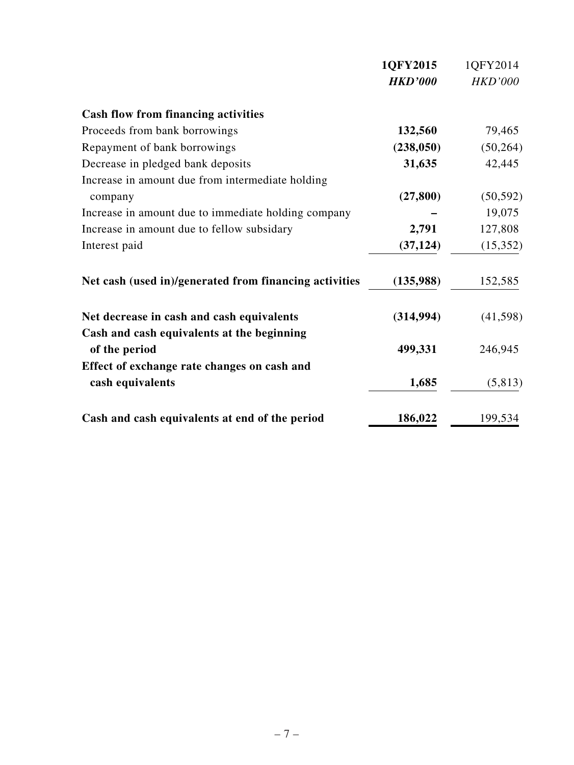| | 1QFY2015 | 1QFY2014 |
|---|---|---|
| | ***HKD'000*** | *HKD'000* |
| **Cash flow from financing activities** | | |
| Proceeds from bank borrowings | **132,560** | 79,465 |
| Repayment of bank borrowings | **(238,050)** | (50,264) |
| Decrease in pledged bank deposits | **31,635** | 42,445 |
| Increase in amount due from intermediate holding company | **(27,800)** | (50,592) |
| Increase in amount due to immediate holding company | **–** | 19,075 |
| Increase in amount due to fellow subsidary | **2,791** | 127,808 |
| Interest paid | **(37,124)** | (15,352) |
| **Net cash (used in)/generated from financing activities** | **(135,988)** | 152,585 |
| **Net decrease in cash and cash equivalents** | **(314,994)** | (41,598) |
| **Cash and cash equivalents at the beginning of the period** | **499,331** | 246,945 |
| **Effect of exchange rate changes on cash and cash equivalents** | **1,685** | (5,813) |
| **Cash and cash equivalents at end of the period** | **186,022** | 199,534 |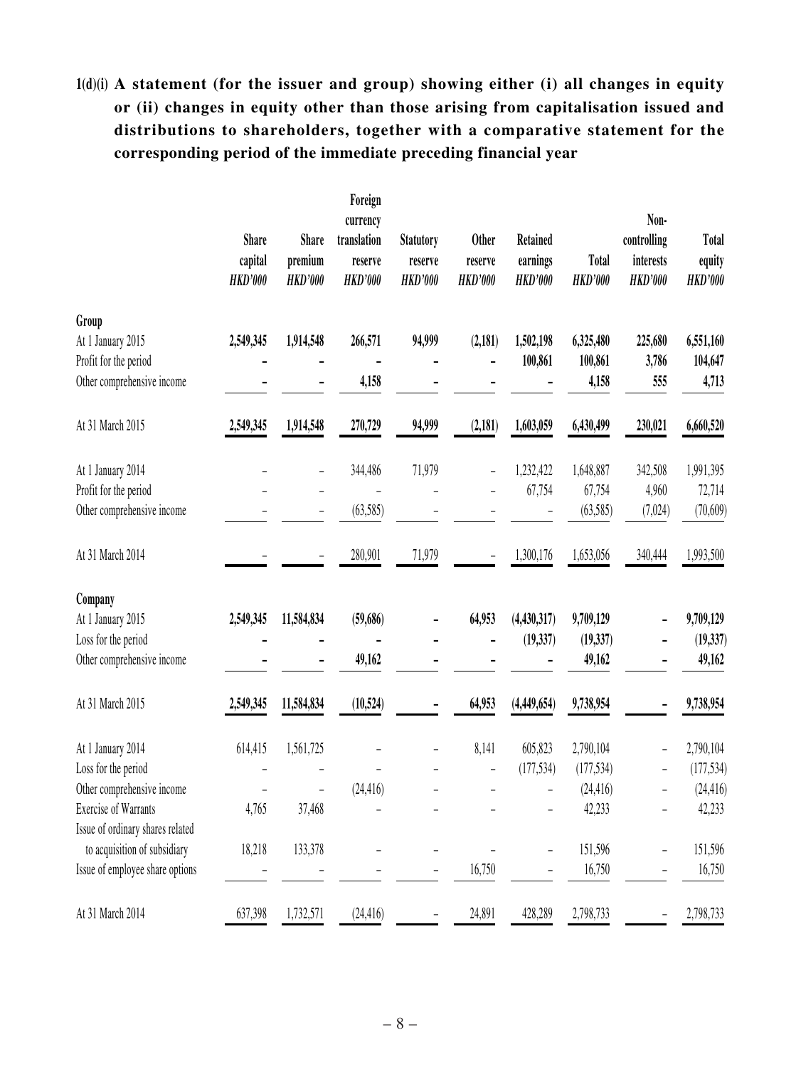**1(d)(i) A statement (for the issuer and group) showing either (i) all changes in equity or (ii) changes in equity other than those arising from capitalisation issued and distributions to shareholders, together with a comparative statement for the corresponding period of the immediate preceding financial year**

| | Share capital *HKD'000* | Share premium *HKD'000* | Foreign currency translation reserve *HKD'000* | Statutory reserve *HKD'000* | Other reserve *HKD'000* | Retained earnings *HKD'000* | Total *HKD'000* | Non-controlling interests *HKD'000* | Total equity *HKD'000* |
|---|---|---|---|---|---|---|---|---|---|
| **Group** | | | | | | | | | |
| At 1 January 2015 | **2,549,345** | **1,914,548** | **266,571** | **94,999** | **(2,181)** | **1,502,198** | **6,325,480** | **225,680** | **6,551,160** |
| Profit for the period | **–** | **–** | **–** | **–** | **–** | **100,861** | **100,861** | **3,786** | **104,647** |
| Other comprehensive income | **–** | **–** | **4,158** | **–** | **–** | **–** | **4,158** | **555** | **4,713** |
| At 31 March 2015 | **2,549,345** | **1,914,548** | **270,729** | **94,999** | **(2,181)** | **1,603,059** | **6,430,499** | **230,021** | **6,660,520** |
| At 1 January 2014 | – | – | 344,486 | 71,979 | – | 1,232,422 | 1,648,887 | 342,508 | 1,991,395 |
| Profit for the period | – | – | – | – | – | 67,754 | 67,754 | 4,960 | 72,714 |
| Other comprehensive income | – | – | (63,585) | – | – | – | (63,585) | (7,024) | (70,609) |
| At 31 March 2014 | – | – | 280,901 | 71,979 | – | 1,300,176 | 1,653,056 | 340,444 | 1,993,500 |
| **Company** | | | | | | | | | |
| At 1 January 2015 | **2,549,345** | **11,584,834** | **(59,686)** | **–** | **64,953** | **(4,430,317)** | **9,709,129** | **–** | **9,709,129** |
| Loss for the period | **–** | **–** | **–** | **–** | **–** | **(19,337)** | **(19,337)** | **–** | **(19,337)** |
| Other comprehensive income | **–** | **–** | **49,162** | **–** | **–** | **–** | **49,162** | **–** | **49,162** |
| At 31 March 2015 | **2,549,345** | **11,584,834** | **(10,524)** | **–** | **64,953** | **(4,449,654)** | **9,738,954** | **–** | **9,738,954** |
| At 1 January 2014 | 614,415 | 1,561,725 | – | – | 8,141 | 605,823 | 2,790,104 | – | 2,790,104 |
| Loss for the period | – | – | – | – | – | (177,534) | (177,534) | – | (177,534) |
| Other comprehensive income | – | – | (24,416) | – | – | – | (24,416) | – | (24,416) |
| Exercise of Warrants | 4,765 | 37,468 | – | – | – | – | 42,233 | – | 42,233 |
| Issue of ordinary shares related to acquisition of subsidiary | 18,218 | 133,378 | – | – | – | – | 151,596 | – | 151,596 |
| Issue of employee share options | – | – | – | – | 16,750 | – | 16,750 | – | 16,750 |
| At 31 March 2014 | 637,398 | 1,732,571 | (24,416) | – | 24,891 | 428,289 | 2,798,733 | – | 2,798,733 |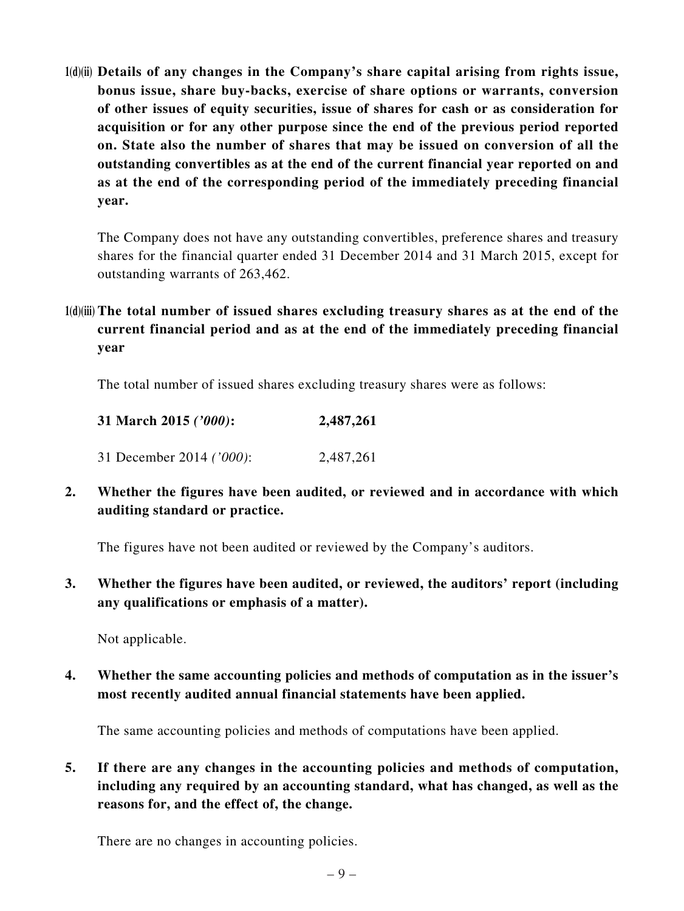**1(d)(ii) Details of any changes in the Company's share capital arising from rights issue, bonus issue, share buy-backs, exercise of share options or warrants, conversion of other issues of equity securities, issue of shares for cash or as consideration for acquisition or for any other purpose since the end of the previous period reported on. State also the number of shares that may be issued on conversion of all the outstanding convertibles as at the end of the current financial year reported on and as at the end of the corresponding period of the immediately preceding financial year.**

The Company does not have any outstanding convertibles, preference shares and treasury shares for the financial quarter ended 31 December 2014 and 31 March 2015, except for outstanding warrants of 263,462.

**1(d)(iii) The total number of issued shares excluding treasury shares as at the end of the current financial period and as at the end of the immediately preceding financial year**

The total number of issued shares excluding treasury shares were as follows:

| | |
|---|---|
| **31 March 2015 *('000)*:** | **2,487,261** |
| 31 December 2014 *('000)*: | 2,487,261 |

**2. Whether the figures have been audited, or reviewed and in accordance with which auditing standard or practice.**

The figures have not been audited or reviewed by the Company's auditors.

**3. Whether the figures have been audited, or reviewed, the auditors' report (including any qualifications or emphasis of a matter).**

Not applicable.

**4. Whether the same accounting policies and methods of computation as in the issuer's most recently audited annual financial statements have been applied.**

The same accounting policies and methods of computations have been applied.

**5. If there are any changes in the accounting policies and methods of computation, including any required by an accounting standard, what has changed, as well as the reasons for, and the effect of, the change.**

There are no changes in accounting policies.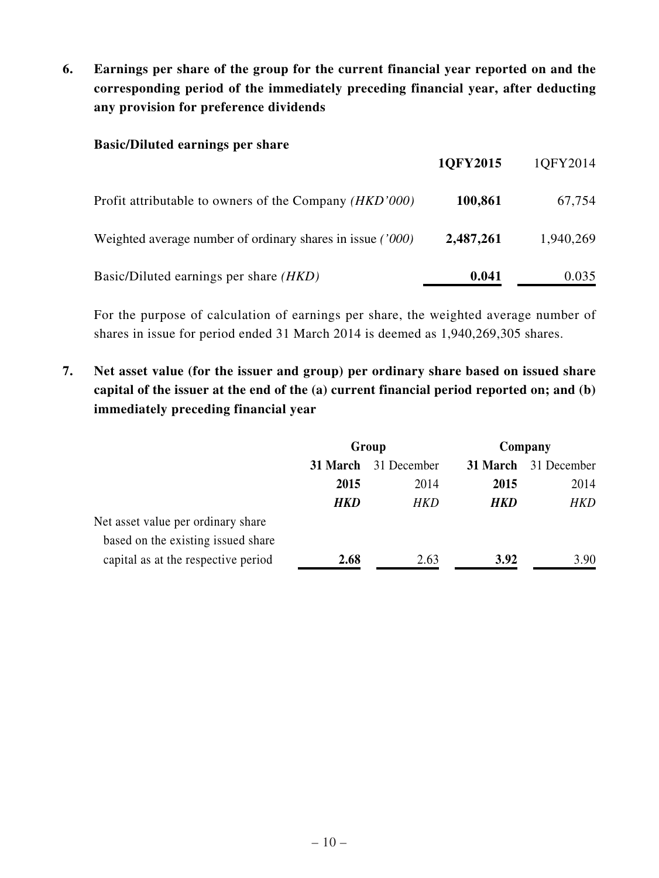**6. Earnings per share of the group for the current financial year reported on and the corresponding period of the immediately preceding financial year, after deducting any provision for preference dividends**

**Basic/Diluted earnings per share**

| | **1QFY2015** | 1QFY2014 |
|---|---|---|
| Profit attributable to owners of the Company *(HKD'000)* | **100,861** | 67,754 |
| Weighted average number of ordinary shares in issue *('000)* | **2,487,261** | 1,940,269 |
| Basic/Diluted earnings per share *(HKD)* | **0.041** | 0.035 |

For the purpose of calculation of earnings per share, the weighted average number of shares in issue for period ended 31 March 2014 is deemed as 1,940,269,305 shares.

**7. Net asset value (for the issuer and group) per ordinary share based on issued share capital of the issuer at the end of the (a) current financial period reported on; and (b) immediately preceding financial year**

| | **Group** | | **Company** | |
|---|---|---|---|---|
| | **31 March 2015** | 31 December 2014 | **31 March 2015** | 31 December 2014 |
| | ***HKD*** | *HKD* | ***HKD*** | *HKD* |
| Net asset value per ordinary share based on the existing issued share capital as at the respective period | **2.68** | 2.63 | **3.92** | 3.90 |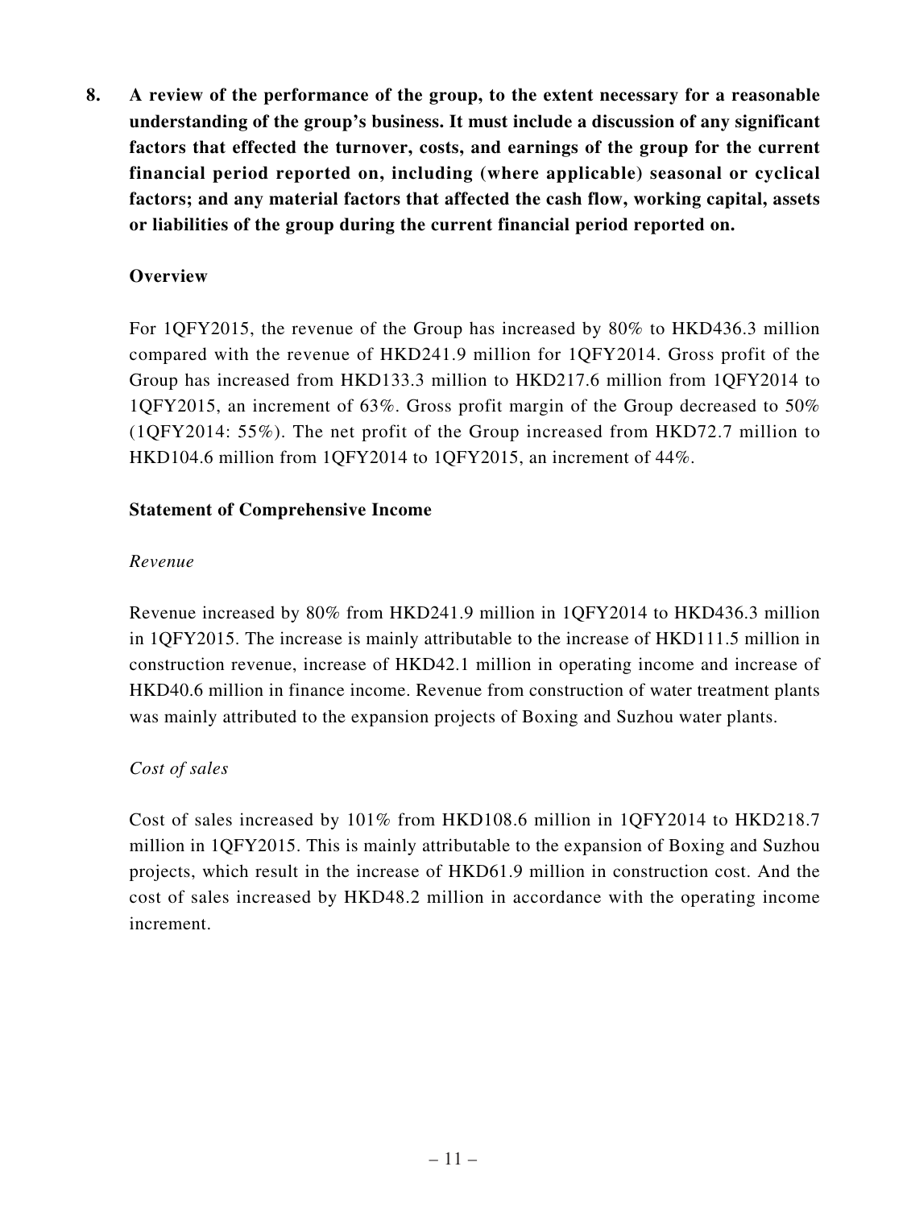**8. A review of the performance of the group, to the extent necessary for a reasonable understanding of the group's business. It must include a discussion of any significant factors that effected the turnover, costs, and earnings of the group for the current financial period reported on, including (where applicable) seasonal or cyclical factors; and any material factors that affected the cash flow, working capital, assets or liabilities of the group during the current financial period reported on.**

**Overview**

For 1QFY2015, the revenue of the Group has increased by 80% to HKD436.3 million compared with the revenue of HKD241.9 million for 1QFY2014. Gross profit of the Group has increased from HKD133.3 million to HKD217.6 million from 1QFY2014 to 1QFY2015, an increment of 63%. Gross profit margin of the Group decreased to 50% (1QFY2014: 55%). The net profit of the Group increased from HKD72.7 million to HKD104.6 million from 1QFY2014 to 1QFY2015, an increment of 44%.

**Statement of Comprehensive Income**

*Revenue*

Revenue increased by 80% from HKD241.9 million in 1QFY2014 to HKD436.3 million in 1QFY2015. The increase is mainly attributable to the increase of HKD111.5 million in construction revenue, increase of HKD42.1 million in operating income and increase of HKD40.6 million in finance income. Revenue from construction of water treatment plants was mainly attributed to the expansion projects of Boxing and Suzhou water plants.

*Cost of sales*

Cost of sales increased by 101% from HKD108.6 million in 1QFY2014 to HKD218.7 million in 1QFY2015. This is mainly attributable to the expansion of Boxing and Suzhou projects, which result in the increase of HKD61.9 million in construction cost. And the cost of sales increased by HKD48.2 million in accordance with the operating income increment.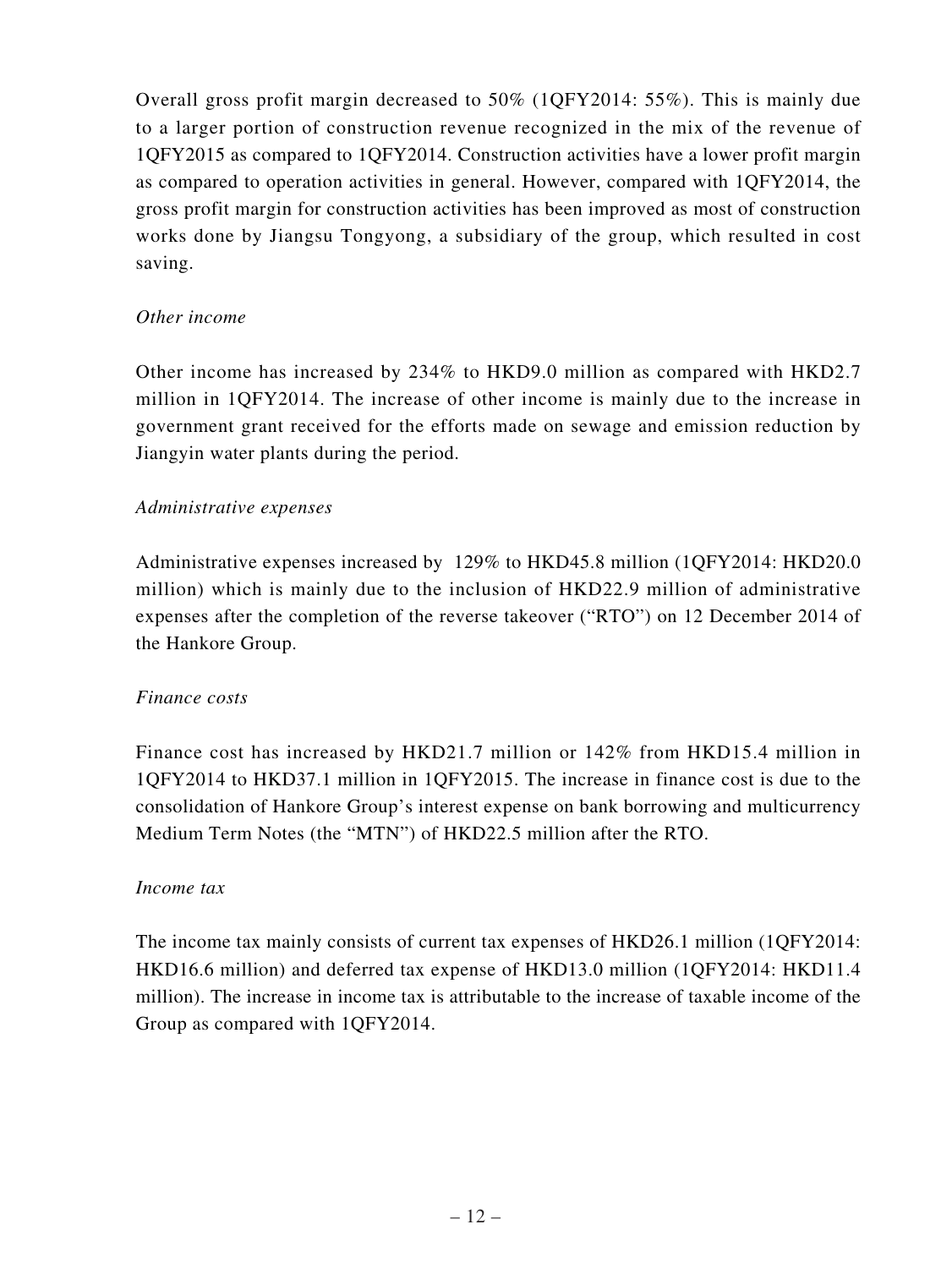Overall gross profit margin decreased to 50% (1QFY2014: 55%). This is mainly due to a larger portion of construction revenue recognized in the mix of the revenue of 1QFY2015 as compared to 1QFY2014. Construction activities have a lower profit margin as compared to operation activities in general. However, compared with 1QFY2014, the gross profit margin for construction activities has been improved as most of construction works done by Jiangsu Tongyong, a subsidiary of the group, which resulted in cost saving.

*Other income*

Other income has increased by 234% to HKD9.0 million as compared with HKD2.7 million in 1QFY2014. The increase of other income is mainly due to the increase in government grant received for the efforts made on sewage and emission reduction by Jiangyin water plants during the period.

*Administrative expenses*

Administrative expenses increased by 129% to HKD45.8 million (1QFY2014: HKD20.0 million) which is mainly due to the inclusion of HKD22.9 million of administrative expenses after the completion of the reverse takeover ("RTO") on 12 December 2014 of the Hankore Group.

*Finance costs*

Finance cost has increased by HKD21.7 million or 142% from HKD15.4 million in 1QFY2014 to HKD37.1 million in 1QFY2015. The increase in finance cost is due to the consolidation of Hankore Group's interest expense on bank borrowing and multicurrency Medium Term Notes (the "MTN") of HKD22.5 million after the RTO.

*Income tax*

The income tax mainly consists of current tax expenses of HKD26.1 million (1QFY2014: HKD16.6 million) and deferred tax expense of HKD13.0 million (1QFY2014: HKD11.4 million). The increase in income tax is attributable to the increase of taxable income of the Group as compared with 1QFY2014.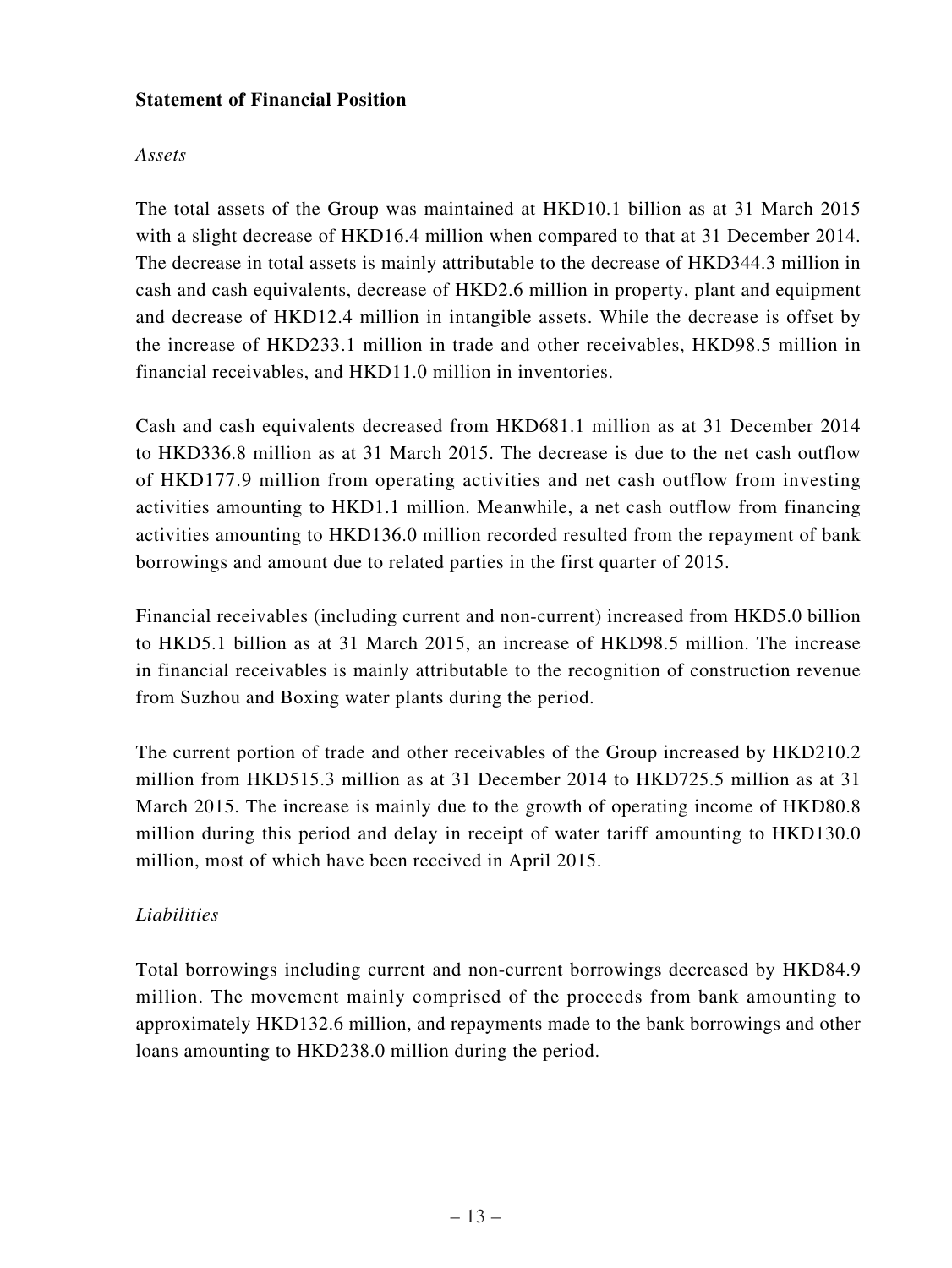**Statement of Financial Position**

*Assets*

The total assets of the Group was maintained at HKD10.1 billion as at 31 March 2015 with a slight decrease of HKD16.4 million when compared to that at 31 December 2014. The decrease in total assets is mainly attributable to the decrease of HKD344.3 million in cash and cash equivalents, decrease of HKD2.6 million in property, plant and equipment and decrease of HKD12.4 million in intangible assets. While the decrease is offset by the increase of HKD233.1 million in trade and other receivables, HKD98.5 million in financial receivables, and HKD11.0 million in inventories.

Cash and cash equivalents decreased from HKD681.1 million as at 31 December 2014 to HKD336.8 million as at 31 March 2015. The decrease is due to the net cash outflow of HKD177.9 million from operating activities and net cash outflow from investing activities amounting to HKD1.1 million. Meanwhile, a net cash outflow from financing activities amounting to HKD136.0 million recorded resulted from the repayment of bank borrowings and amount due to related parties in the first quarter of 2015.

Financial receivables (including current and non-current) increased from HKD5.0 billion to HKD5.1 billion as at 31 March 2015, an increase of HKD98.5 million. The increase in financial receivables is mainly attributable to the recognition of construction revenue from Suzhou and Boxing water plants during the period.

The current portion of trade and other receivables of the Group increased by HKD210.2 million from HKD515.3 million as at 31 December 2014 to HKD725.5 million as at 31 March 2015. The increase is mainly due to the growth of operating income of HKD80.8 million during this period and delay in receipt of water tariff amounting to HKD130.0 million, most of which have been received in April 2015.

*Liabilities*

Total borrowings including current and non-current borrowings decreased by HKD84.9 million. The movement mainly comprised of the proceeds from bank amounting to approximately HKD132.6 million, and repayments made to the bank borrowings and other loans amounting to HKD238.0 million during the period.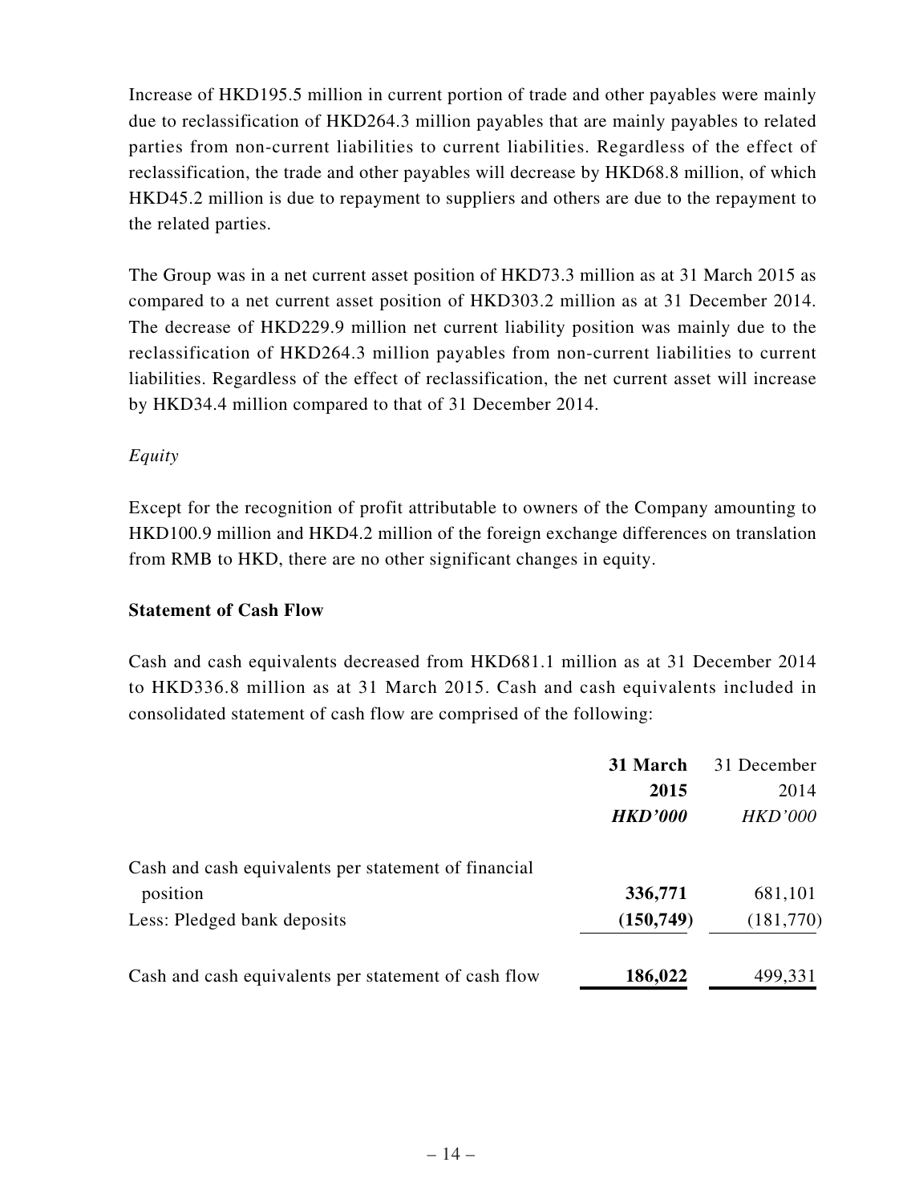Increase of HKD195.5 million in current portion of trade and other payables were mainly due to reclassification of HKD264.3 million payables that are mainly payables to related parties from non-current liabilities to current liabilities. Regardless of the effect of reclassification, the trade and other payables will decrease by HKD68.8 million, of which HKD45.2 million is due to repayment to suppliers and others are due to the repayment to the related parties.

The Group was in a net current asset position of HKD73.3 million as at 31 March 2015 as compared to a net current asset position of HKD303.2 million as at 31 December 2014. The decrease of HKD229.9 million net current liability position was mainly due to the reclassification of HKD264.3 million payables from non-current liabilities to current liabilities. Regardless of the effect of reclassification, the net current asset will increase by HKD34.4 million compared to that of 31 December 2014.

*Equity*

Except for the recognition of profit attributable to owners of the Company amounting to HKD100.9 million and HKD4.2 million of the foreign exchange differences on translation from RMB to HKD, there are no other significant changes in equity.

**Statement of Cash Flow**

Cash and cash equivalents decreased from HKD681.1 million as at 31 December 2014 to HKD336.8 million as at 31 March 2015. Cash and cash equivalents included in consolidated statement of cash flow are comprised of the following:

| | **31 March 2015** | 31 December 2014 |
|---|---|---|
| | ***HKD'000*** | *HKD'000* |
| Cash and cash equivalents per statement of financial position | **336,771** | 681,101 |
| Less: Pledged bank deposits | **(150,749)** | (181,770) |
| Cash and cash equivalents per statement of cash flow | **186,022** | 499,331 |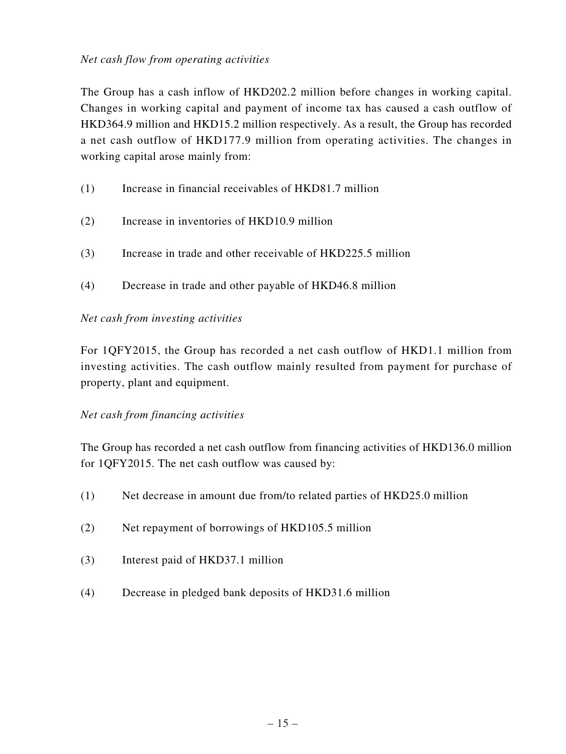*Net cash flow from operating activities*

The Group has a cash inflow of HKD202.2 million before changes in working capital. Changes in working capital and payment of income tax has caused a cash outflow of HKD364.9 million and HKD15.2 million respectively. As a result, the Group has recorded a net cash outflow of HKD177.9 million from operating activities. The changes in working capital arose mainly from:

(1) Increase in financial receivables of HKD81.7 million

(2) Increase in inventories of HKD10.9 million

(3) Increase in trade and other receivable of HKD225.5 million

(4) Decrease in trade and other payable of HKD46.8 million

*Net cash from investing activities*

For 1QFY2015, the Group has recorded a net cash outflow of HKD1.1 million from investing activities. The cash outflow mainly resulted from payment for purchase of property, plant and equipment.

*Net cash from financing activities*

The Group has recorded a net cash outflow from financing activities of HKD136.0 million for 1QFY2015. The net cash outflow was caused by:

(1) Net decrease in amount due from/to related parties of HKD25.0 million

(2) Net repayment of borrowings of HKD105.5 million

(3) Interest paid of HKD37.1 million

(4) Decrease in pledged bank deposits of HKD31.6 million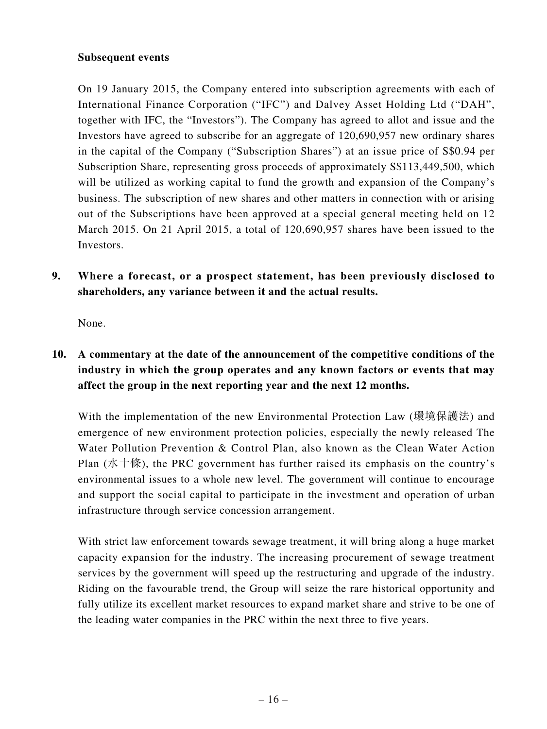**Subsequent events**

On 19 January 2015, the Company entered into subscription agreements with each of International Finance Corporation ("IFC") and Dalvey Asset Holding Ltd ("DAH", together with IFC, the "Investors"). The Company has agreed to allot and issue and the Investors have agreed to subscribe for an aggregate of 120,690,957 new ordinary shares in the capital of the Company ("Subscription Shares") at an issue price of S$0.94 per Subscription Share, representing gross proceeds of approximately S$113,449,500, which will be utilized as working capital to fund the growth and expansion of the Company's business. The subscription of new shares and other matters in connection with or arising out of the Subscriptions have been approved at a special general meeting held on 12 March 2015. On 21 April 2015, a total of 120,690,957 shares have been issued to the Investors.

**9. Where a forecast, or a prospect statement, has been previously disclosed to shareholders, any variance between it and the actual results.**

None.

**10. A commentary at the date of the announcement of the competitive conditions of the industry in which the group operates and any known factors or events that may affect the group in the next reporting year and the next 12 months.**

With the implementation of the new Environmental Protection Law (環境保護法) and emergence of new environment protection policies, especially the newly released The Water Pollution Prevention & Control Plan, also known as the Clean Water Action Plan (水十條), the PRC government has further raised its emphasis on the country's environmental issues to a whole new level. The government will continue to encourage and support the social capital to participate in the investment and operation of urban infrastructure through service concession arrangement.

With strict law enforcement towards sewage treatment, it will bring along a huge market capacity expansion for the industry. The increasing procurement of sewage treatment services by the government will speed up the restructuring and upgrade of the industry. Riding on the favourable trend, the Group will seize the rare historical opportunity and fully utilize its excellent market resources to expand market share and strive to be one of the leading water companies in the PRC within the next three to five years.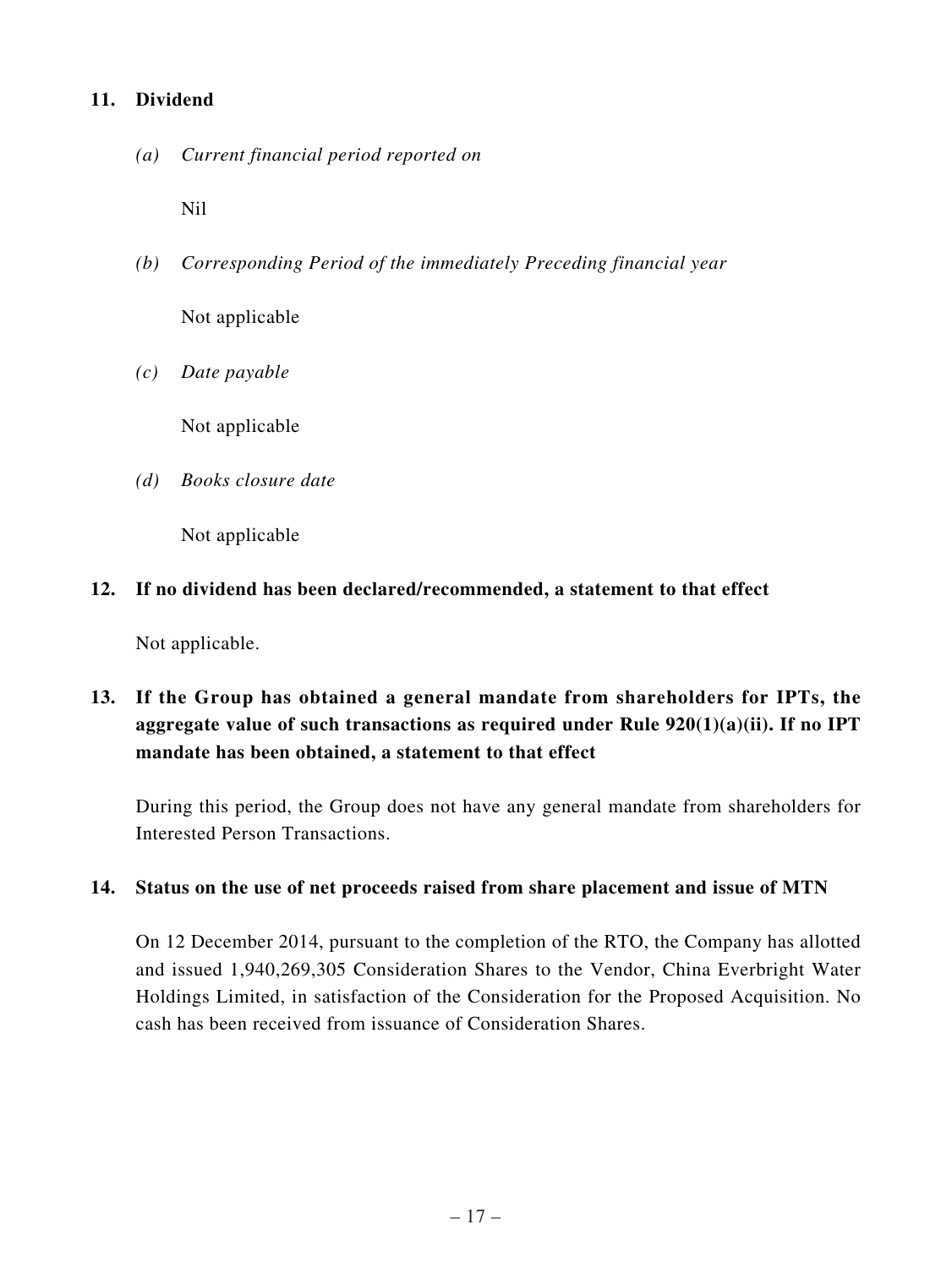## 11. Dividend

*(a) Current financial period reported on*

Nil

*(b) Corresponding Period of the immediately Preceding financial year*

Not applicable

*(c) Date payable*

Not applicable

*(d) Books closure date*

Not applicable

## 12. If no dividend has been declared/recommended, a statement to that effect

Not applicable.

## 13. If the Group has obtained a general mandate from shareholders for IPTs, the aggregate value of such transactions as required under Rule 920(1)(a)(ii). If no IPT mandate has been obtained, a statement to that effect

During this period, the Group does not have any general mandate from shareholders for Interested Person Transactions.

## 14. Status on the use of net proceeds raised from share placement and issue of MTN

On 12 December 2014, pursuant to the completion of the RTO, the Company has allotted and issued 1,940,269,305 Consideration Shares to the Vendor, China Everbright Water Holdings Limited, in satisfaction of the Consideration for the Proposed Acquisition. No cash has been received from issuance of Consideration Shares.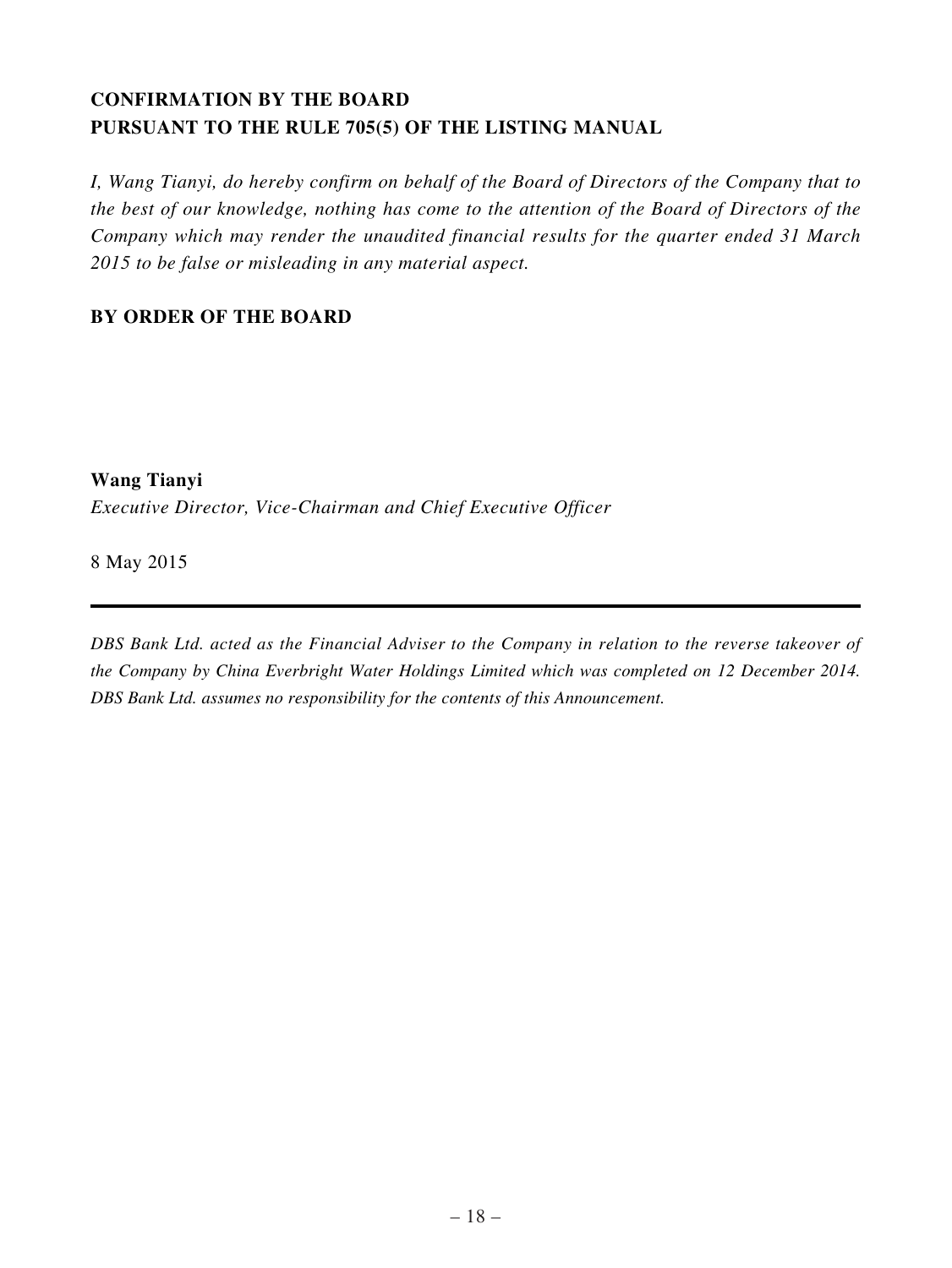**CONFIRMATION BY THE BOARD**
**PURSUANT TO THE RULE 705(5) OF THE LISTING MANUAL**

*I, Wang Tianyi, do hereby confirm on behalf of the Board of Directors of the Company that to the best of our knowledge, nothing has come to the attention of the Board of Directors of the Company which may render the unaudited financial results for the quarter ended 31 March 2015 to be false or misleading in any material aspect.*

**BY ORDER OF THE BOARD**

**Wang Tianyi**
*Executive Director, Vice-Chairman and Chief Executive Officer*

8 May 2015

---

*DBS Bank Ltd. acted as the Financial Adviser to the Company in relation to the reverse takeover of the Company by China Everbright Water Holdings Limited which was completed on 12 December 2014. DBS Bank Ltd. assumes no responsibility for the contents of this Announcement.*